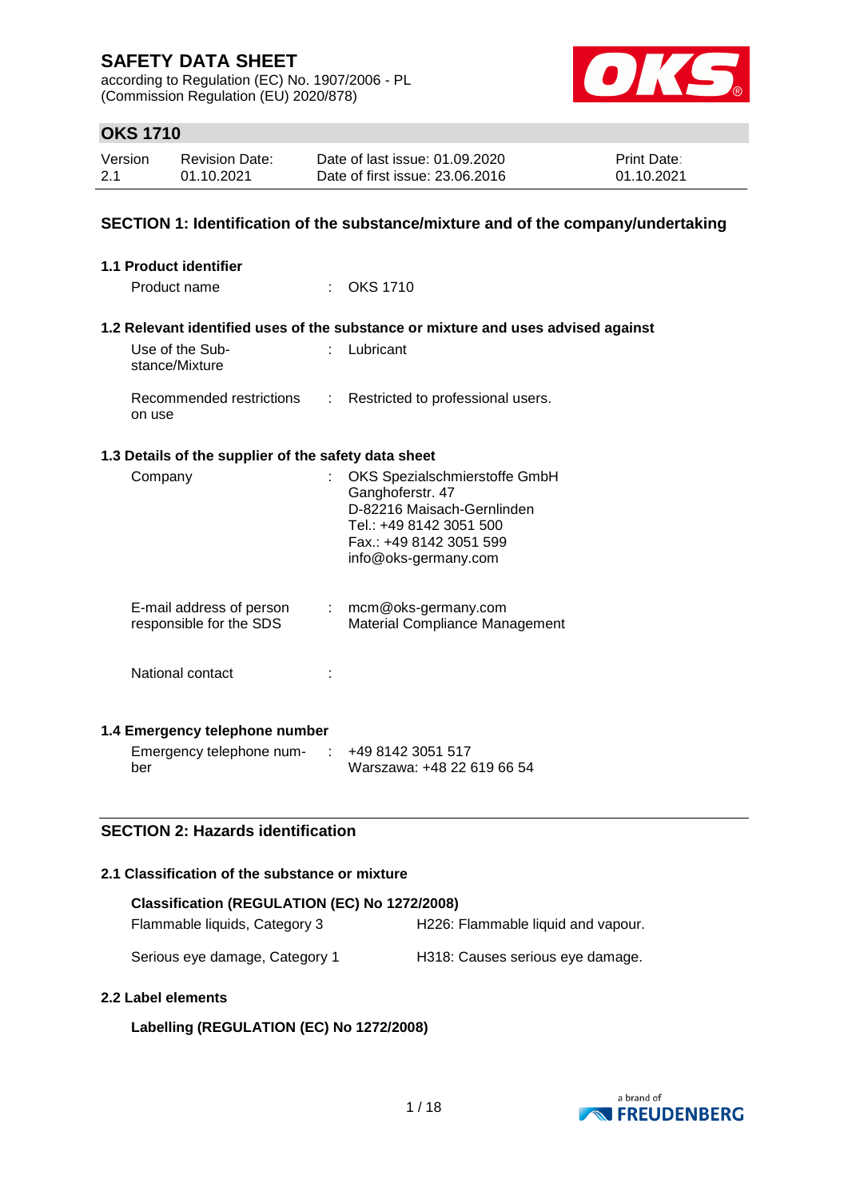# SAFETY DATA SHEET

according to Regulation (EC) No. 1907/2006 - PL
(Commission Regulation (EU) 2020/878)

## OKS 1710

| Version | Revision Date: | Date of last issue: 01.09.2020 | Print Date: |
|---|---|---|---|
| 2.1 | 01.10.2021 | Date of first issue: 23.06.2016 | 01.10.2021 |

## SECTION 1: Identification of the substance/mixture and of the company/undertaking

### 1.1 Product identifier

Product name : OKS 1710

### 1.2 Relevant identified uses of the substance or mixture and uses advised against

Use of the Substance/Mixture : Lubricant

Recommended restrictions on use : Restricted to professional users.

### 1.3 Details of the supplier of the safety data sheet

Company : OKS Spezialschmierstoffe GmbH
Ganghoferstr. 47
D-82216 Maisach-Gernlinden
Tel.: +49 8142 3051 500
Fax.: +49 8142 3051 599
info@oks-germany.com

E-mail address of person responsible for the SDS : mcm@oks-germany.com
Material Compliance Management

National contact :

### 1.4 Emergency telephone number

Emergency telephone number : +49 8142 3051 517
Warszawa: +48 22 619 66 54

## SECTION 2: Hazards identification

### 2.1 Classification of the substance or mixture

**Classification (REGULATION (EC) No 1272/2008)**

| | |
|---|---|
| Flammable liquids, Category 3 | H226: Flammable liquid and vapour. |
| Serious eye damage, Category 1 | H318: Causes serious eye damage. |

### 2.2 Label elements

**Labelling (REGULATION (EC) No 1272/2008)**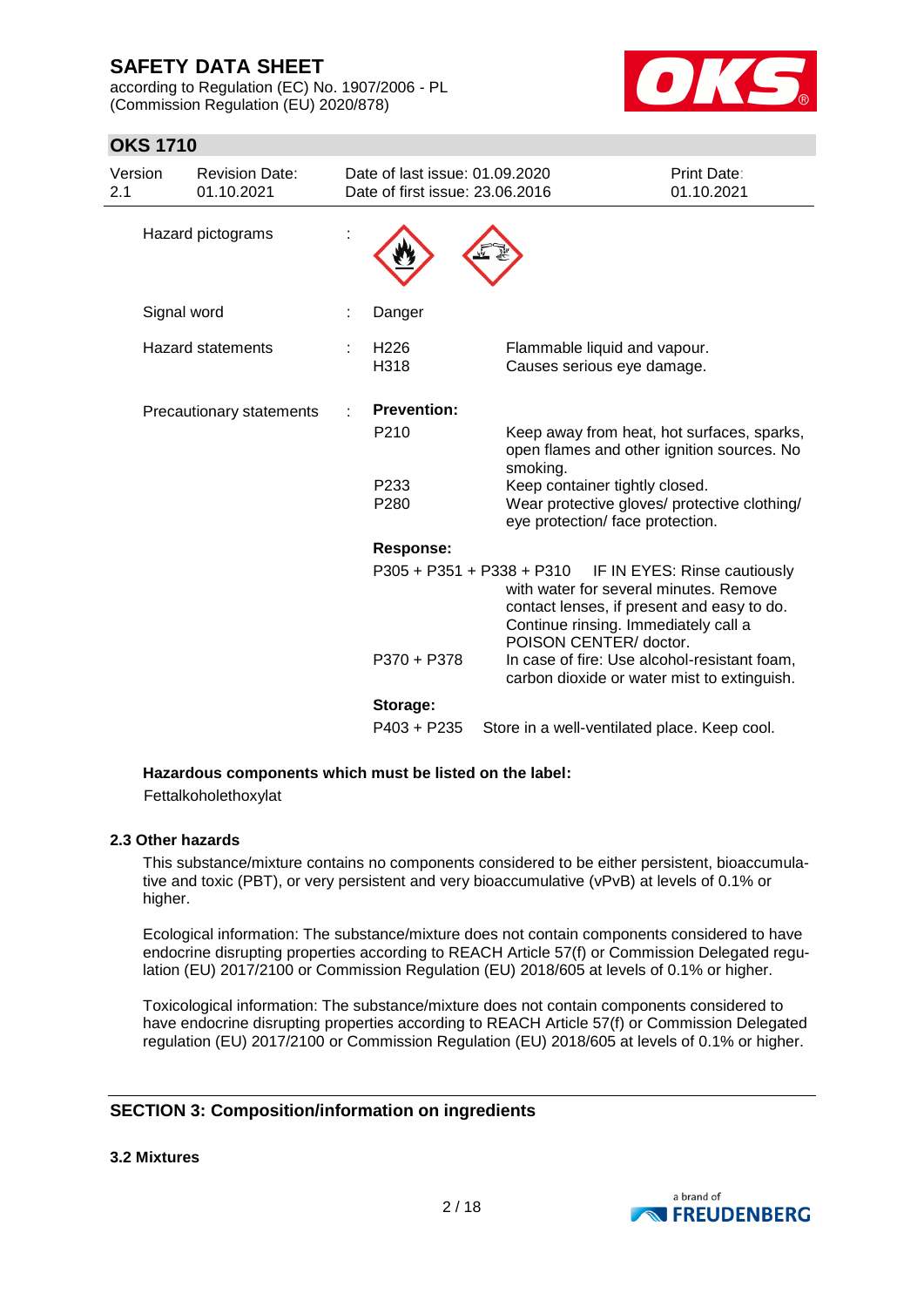| | | |
|---|---|---|
| Hazard pictograms | : | |
| Signal word | : | Danger |
| Hazard statements | : | H226 Flammable liquid and vapour.<br>H318 Causes serious eye damage. |
| Precautionary statements | : | **Prevention:**<br>P210 Keep away from heat, hot surfaces, sparks, open flames and other ignition sources. No smoking.<br>P233 Keep container tightly closed.<br>P280 Wear protective gloves/ protective clothing/ eye protection/ face protection.<br>**Response:**<br>P305 + P351 + P338 + P310 IF IN EYES: Rinse cautiously with water for several minutes. Remove contact lenses, if present and easy to do. Continue rinsing. Immediately call a POISON CENTER/ doctor.<br>P370 + P378 In case of fire: Use alcohol-resistant foam, carbon dioxide or water mist to extinguish.<br>**Storage:**<br>P403 + P235 Store in a well-ventilated place. Keep cool. |

**Hazardous components which must be listed on the label:**

Fettalkoholethoxylat

### 2.3 Other hazards

This substance/mixture contains no components considered to be either persistent, bioaccumulative and toxic (PBT), or very persistent and very bioaccumulative (vPvB) at levels of 0.1% or higher.

Ecological information: The substance/mixture does not contain components considered to have endocrine disrupting properties according to REACH Article 57(f) or Commission Delegated regulation (EU) 2017/2100 or Commission Regulation (EU) 2018/605 at levels of 0.1% or higher.

Toxicological information: The substance/mixture does not contain components considered to have endocrine disrupting properties according to REACH Article 57(f) or Commission Delegated regulation (EU) 2017/2100 or Commission Regulation (EU) 2018/605 at levels of 0.1% or higher.

## SECTION 3: Composition/information on ingredients

### 3.2 Mixtures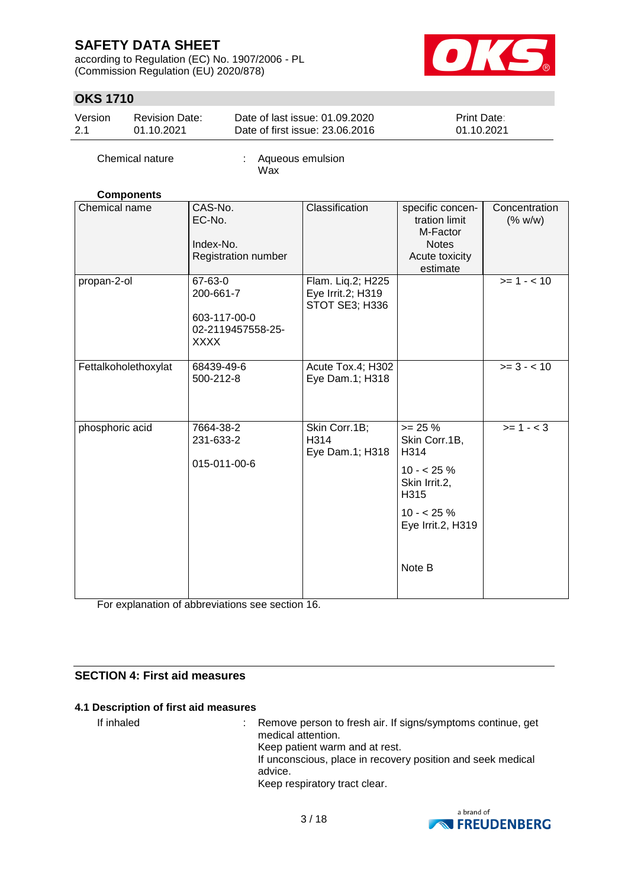Chemical nature : Aqueous emulsion
Wax

**Components**

| Chemical name | CAS-No.<br>EC-No.<br><br>Index-No.<br>Registration number | Classification | specific concentration limit<br>M-Factor<br>Notes<br>Acute toxicity estimate | Concentration (% w/w) |
|---|---|---|---|---|
| propan-2-ol | 67-63-0<br>200-661-7<br><br>603-117-00-0<br>02-2119457558-25-XXXX | Flam. Liq.2; H225<br>Eye Irrit.2; H319<br>STOT SE3; H336 | | >= 1 - < 10 |
| Fettalkoholethoxylat | 68439-49-6<br>500-212-8 | Acute Tox.4; H302<br>Eye Dam.1; H318 | | >= 3 - < 10 |
| phosphoric acid | 7664-38-2<br>231-633-2<br><br>015-011-00-6 | Skin Corr.1B; H314<br>Eye Dam.1; H318 | >= 25 %<br>Skin Corr.1B, H314<br>10 - < 25 %<br>Skin Irrit.2, H315<br>10 - < 25 %<br>Eye Irrit.2, H319<br><br>Note B | >= 1 - < 3 |

For explanation of abbreviations see section 16.

## SECTION 4: First aid measures

### 4.1 Description of first aid measures

If inhaled : Remove person to fresh air. If signs/symptoms continue, get medical attention.
Keep patient warm and at rest.
If unconscious, place in recovery position and seek medical advice.
Keep respiratory tract clear.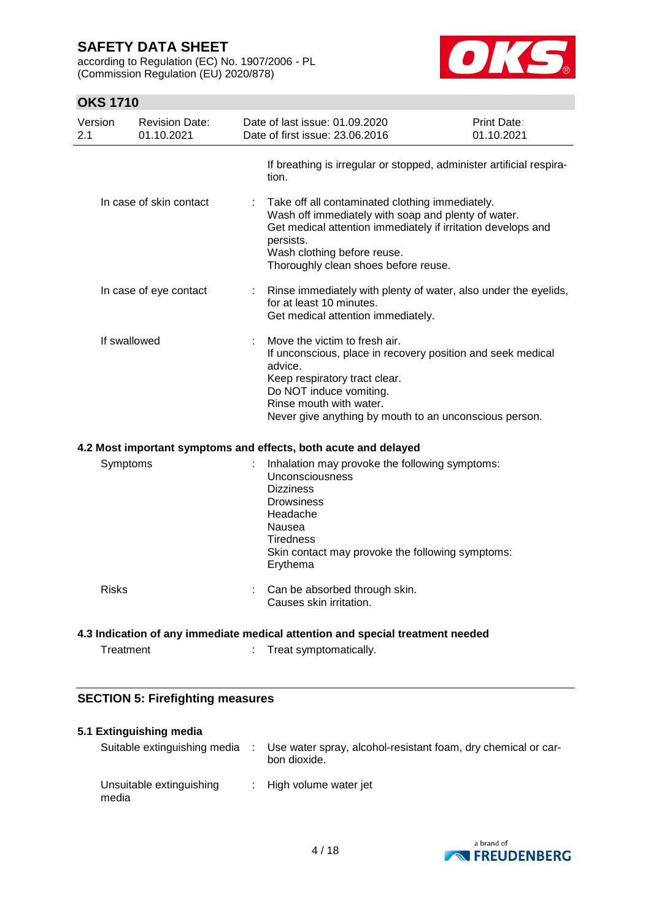If breathing is irregular or stopped, administer artificial respiration.

| | | |
|---|---|---|
| In case of skin contact | : | Take off all contaminated clothing immediately.<br>Wash off immediately with soap and plenty of water.<br>Get medical attention immediately if irritation develops and persists.<br>Wash clothing before reuse.<br>Thoroughly clean shoes before reuse. |
| In case of eye contact | : | Rinse immediately with plenty of water, also under the eyelids, for at least 10 minutes.<br>Get medical attention immediately. |
| If swallowed | : | Move the victim to fresh air.<br>If unconscious, place in recovery position and seek medical advice.<br>Keep respiratory tract clear.<br>Do NOT induce vomiting.<br>Rinse mouth with water.<br>Never give anything by mouth to an unconscious person. |

### 4.2 Most important symptoms and effects, both acute and delayed

| | | |
|---|---|---|
| Symptoms | : | Inhalation may provoke the following symptoms:<br>Unconsciousness<br>Dizziness<br>Drowsiness<br>Headache<br>Nausea<br>Tiredness<br>Skin contact may provoke the following symptoms:<br>Erythema |
| Risks | : | Can be absorbed through skin.<br>Causes skin irritation. |

### 4.3 Indication of any immediate medical attention and special treatment needed

| | | |
|---|---|---|
| Treatment | : | Treat symptomatically. |

## SECTION 5: Firefighting measures

### 5.1 Extinguishing media

| | | |
|---|---|---|
| Suitable extinguishing media | : | Use water spray, alcohol-resistant foam, dry chemical or carbon dioxide. |
| Unsuitable extinguishing media | : | High volume water jet |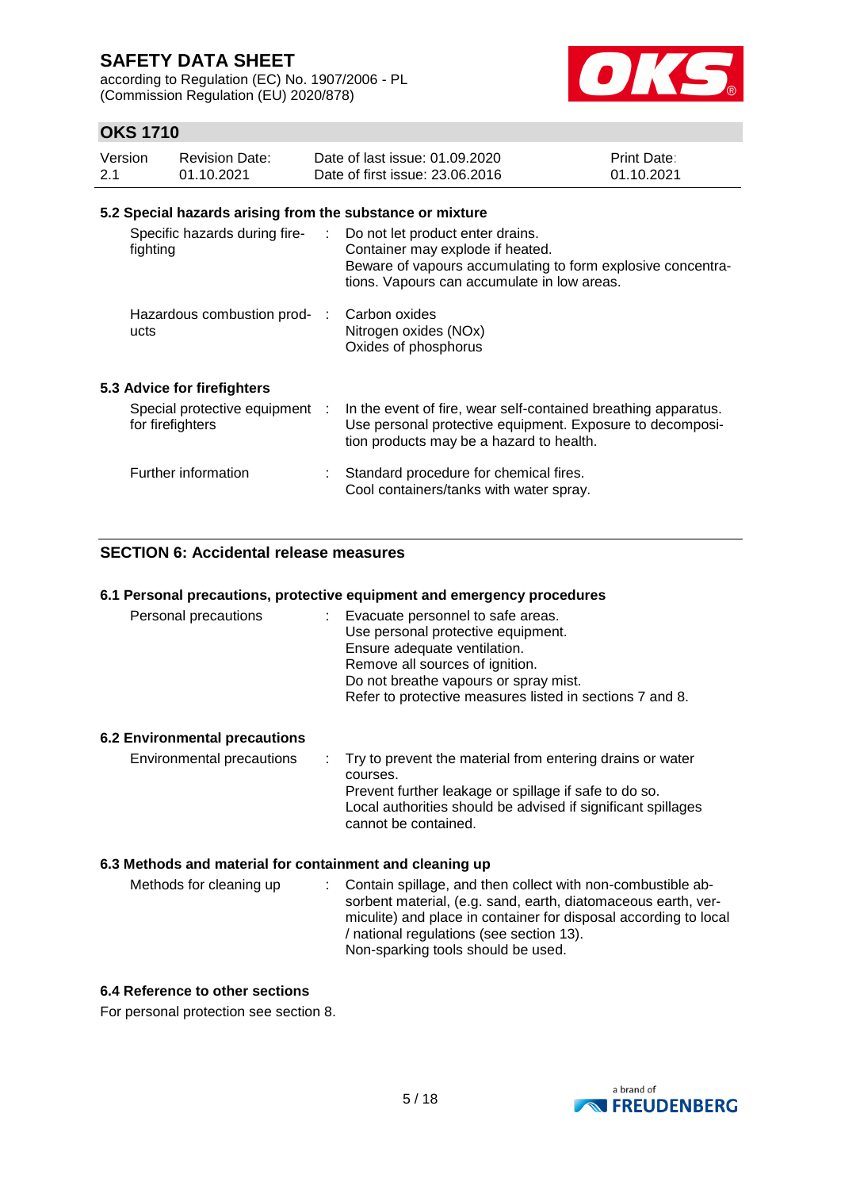### 5.2 Special hazards arising from the substance or mixture

| | |
|---|---|
| Specific hazards during fire-fighting | Do not let product enter drains.<br>Container may explode if heated.<br>Beware of vapours accumulating to form explosive concentrations. Vapours can accumulate in low areas. |
| Hazardous combustion products | Carbon oxides<br>Nitrogen oxides (NOx)<br>Oxides of phosphorus |

### 5.3 Advice for firefighters

| | |
|---|---|
| Special protective equipment for firefighters | In the event of fire, wear self-contained breathing apparatus.<br>Use personal protective equipment. Exposure to decomposition products may be a hazard to health. |
| Further information | Standard procedure for chemical fires.<br>Cool containers/tanks with water spray. |

## SECTION 6: Accidental release measures

### 6.1 Personal precautions, protective equipment and emergency procedures

| | |
|---|---|
| Personal precautions | Evacuate personnel to safe areas.<br>Use personal protective equipment.<br>Ensure adequate ventilation.<br>Remove all sources of ignition.<br>Do not breathe vapours or spray mist.<br>Refer to protective measures listed in sections 7 and 8. |

### 6.2 Environmental precautions

| | |
|---|---|
| Environmental precautions | Try to prevent the material from entering drains or water courses.<br>Prevent further leakage or spillage if safe to do so.<br>Local authorities should be advised if significant spillages cannot be contained. |

### 6.3 Methods and material for containment and cleaning up

| | |
|---|---|
| Methods for cleaning up | Contain spillage, and then collect with non-combustible absorbent material, (e.g. sand, earth, diatomaceous earth, vermiculite) and place in container for disposal according to local / national regulations (see section 13).<br>Non-sparking tools should be used. |

### 6.4 Reference to other sections

For personal protection see section 8.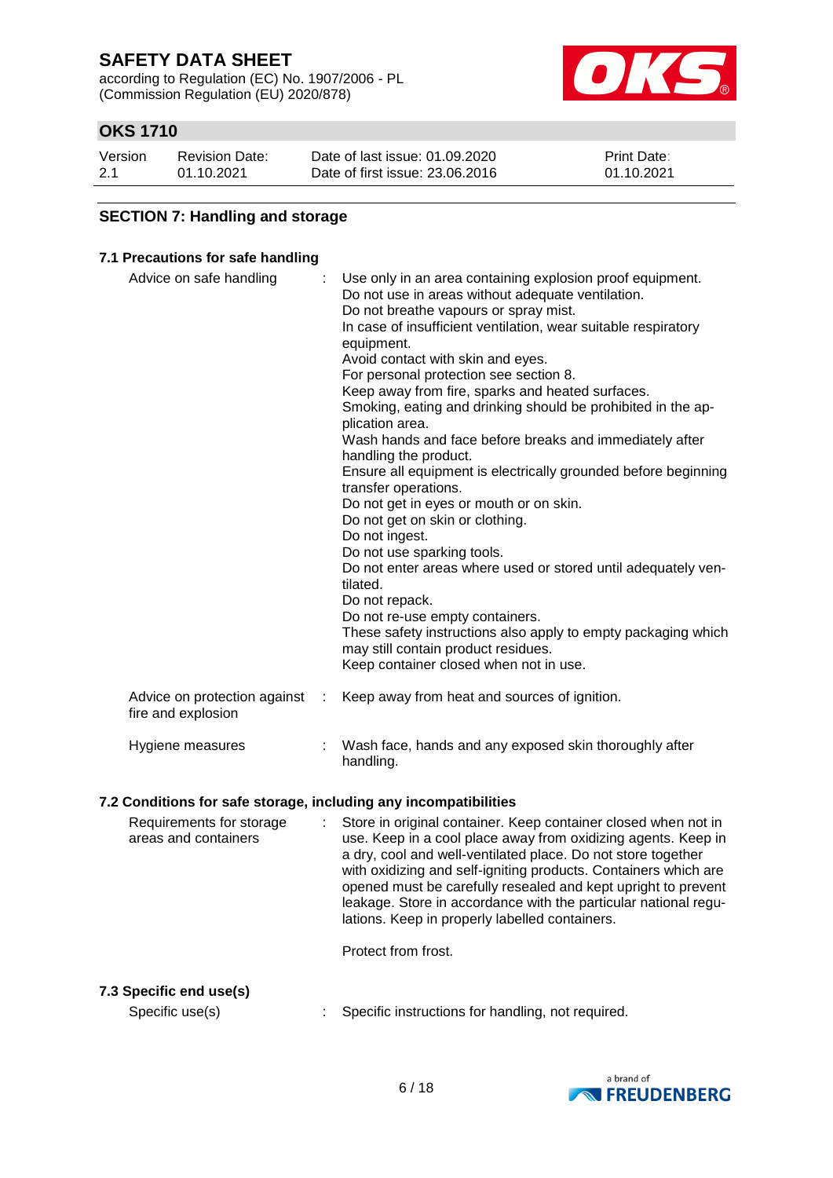## SECTION 7: Handling and storage

### 7.1 Precautions for safe handling

| | |
|---|---|
| Advice on safe handling | Use only in an area containing explosion proof equipment.<br>Do not use in areas without adequate ventilation.<br>Do not breathe vapours or spray mist.<br>In case of insufficient ventilation, wear suitable respiratory equipment.<br>Avoid contact with skin and eyes.<br>For personal protection see section 8.<br>Keep away from fire, sparks and heated surfaces.<br>Smoking, eating and drinking should be prohibited in the application area.<br>Wash hands and face before breaks and immediately after handling the product.<br>Ensure all equipment is electrically grounded before beginning transfer operations.<br>Do not get in eyes or mouth or on skin.<br>Do not get on skin or clothing.<br>Do not ingest.<br>Do not use sparking tools.<br>Do not enter areas where used or stored until adequately ventilated.<br>Do not repack.<br>Do not re-use empty containers.<br>These safety instructions also apply to empty packaging which may still contain product residues.<br>Keep container closed when not in use. |
| Advice on protection against fire and explosion | Keep away from heat and sources of ignition. |
| Hygiene measures | Wash face, hands and any exposed skin thoroughly after handling. |

### 7.2 Conditions for safe storage, including any incompatibilities

| | |
|---|---|
| Requirements for storage areas and containers | Store in original container. Keep container closed when not in use. Keep in a cool place away from oxidizing agents. Keep in a dry, cool and well-ventilated place. Do not store together with oxidizing and self-igniting products. Containers which are opened must be carefully resealed and kept upright to prevent leakage. Store in accordance with the particular national regulations. Keep in properly labelled containers.<br><br>Protect from frost. |

### 7.3 Specific end use(s)

| | |
|---|---|
| Specific use(s) | Specific instructions for handling, not required. |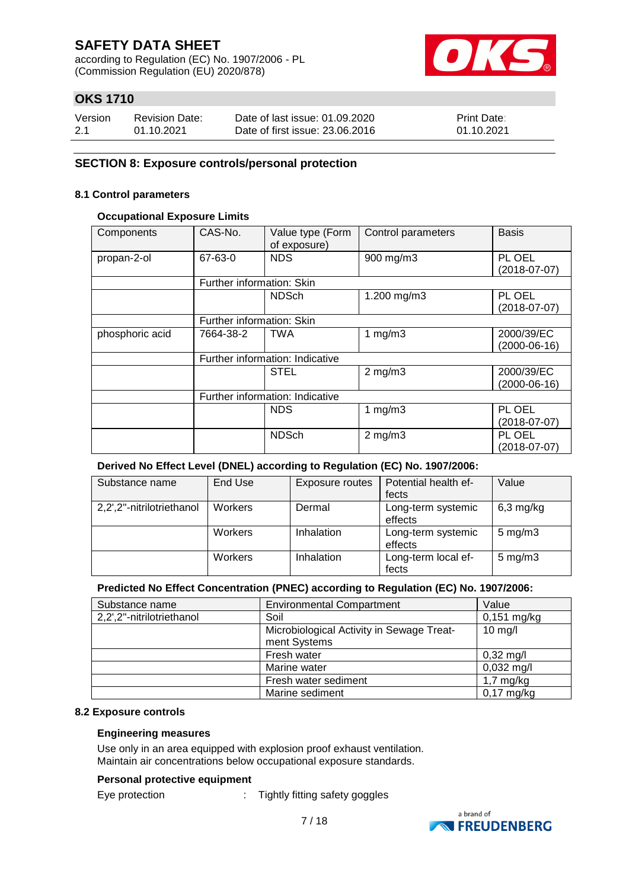## SECTION 8: Exposure controls/personal protection

### 8.1 Control parameters

**Occupational Exposure Limits**

| Components | CAS-No. | Value type (Form of exposure) | Control parameters | Basis |
|---|---|---|---|---|
| propan-2-ol | 67-63-0 | NDS | 900 mg/m3 | PL OEL (2018-07-07) |
| | Further information: Skin | | | |
| | | NDSch | 1.200 mg/m3 | PL OEL (2018-07-07) |
| | Further information: Skin | | | |
| phosphoric acid | 7664-38-2 | TWA | 1 mg/m3 | 2000/39/EC (2000-06-16) |
| | Further information: Indicative | | | |
| | | STEL | 2 mg/m3 | 2000/39/EC (2000-06-16) |
| | Further information: Indicative | | | |
| | | NDS | 1 mg/m3 | PL OEL (2018-07-07) |
| | | NDSch | 2 mg/m3 | PL OEL (2018-07-07) |

**Derived No Effect Level (DNEL) according to Regulation (EC) No. 1907/2006:**

| Substance name | End Use | Exposure routes | Potential health effects | Value |
|---|---|---|---|---|
| 2,2',2''-nitrilotriethanol | Workers | Dermal | Long-term systemic effects | 6,3 mg/kg |
| | Workers | Inhalation | Long-term systemic effects | 5 mg/m3 |
| | Workers | Inhalation | Long-term local effects | 5 mg/m3 |

**Predicted No Effect Concentration (PNEC) according to Regulation (EC) No. 1907/2006:**

| Substance name | Environmental Compartment | Value |
|---|---|---|
| 2,2',2''-nitrilotriethanol | Soil | 0,151 mg/kg |
| | Microbiological Activity in Sewage Treatment Systems | 10 mg/l |
| | Fresh water | 0,32 mg/l |
| | Marine water | 0,032 mg/l |
| | Fresh water sediment | 1,7 mg/kg |
| | Marine sediment | 0,17 mg/kg |

### 8.2 Exposure controls

**Engineering measures**

Use only in an area equipped with explosion proof exhaust ventilation.
Maintain air concentrations below occupational exposure standards.

**Personal protective equipment**

Eye protection : Tightly fitting safety goggles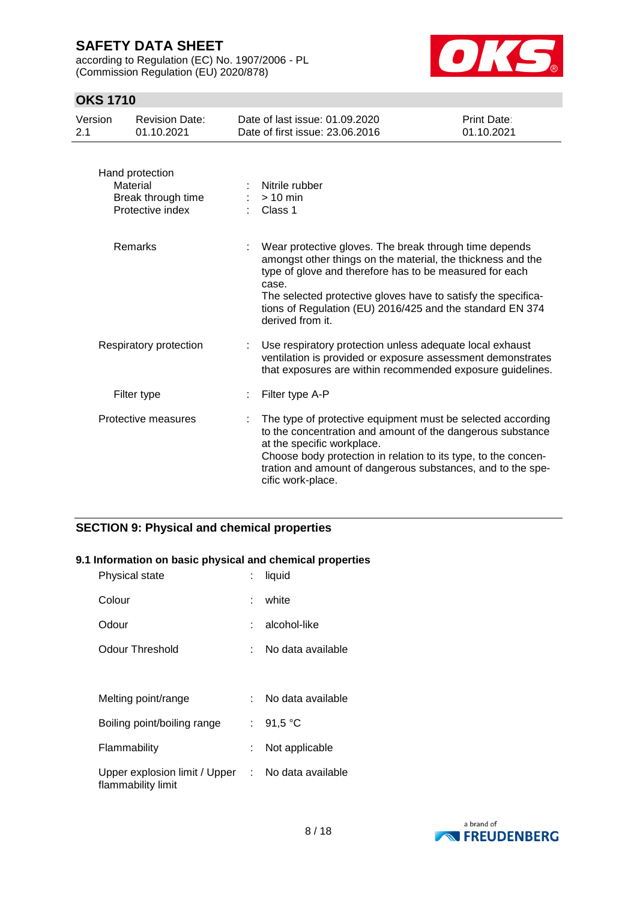Hand protection

| | | |
|---|---|---|
| Material | : | Nitrile rubber |
| Break through time | : | > 10 min |
| Protective index | : | Class 1 |

| | | |
|---|---|---|
| Remarks | : | Wear protective gloves. The break through time depends amongst other things on the material, the thickness and the type of glove and therefore has to be measured for each case. The selected protective gloves have to satisfy the specifications of Regulation (EU) 2016/425 and the standard EN 374 derived from it. |
| Respiratory protection | : | Use respiratory protection unless adequate local exhaust ventilation is provided or exposure assessment demonstrates that exposures are within recommended exposure guidelines. |
| Filter type | : | Filter type A-P |
| Protective measures | : | The type of protective equipment must be selected according to the concentration and amount of the dangerous substance at the specific workplace. Choose body protection in relation to its type, to the concentration and amount of dangerous substances, and to the specific work-place. |

## SECTION 9: Physical and chemical properties

### 9.1 Information on basic physical and chemical properties

| | | |
|---|---|---|
| Physical state | : | liquid |
| Colour | : | white |
| Odour | : | alcohol-like |
| Odour Threshold | : | No data available |
| Melting point/range | : | No data available |
| Boiling point/boiling range | : | 91,5 °C |
| Flammability | : | Not applicable |
| Upper explosion limit / Upper flammability limit | : | No data available |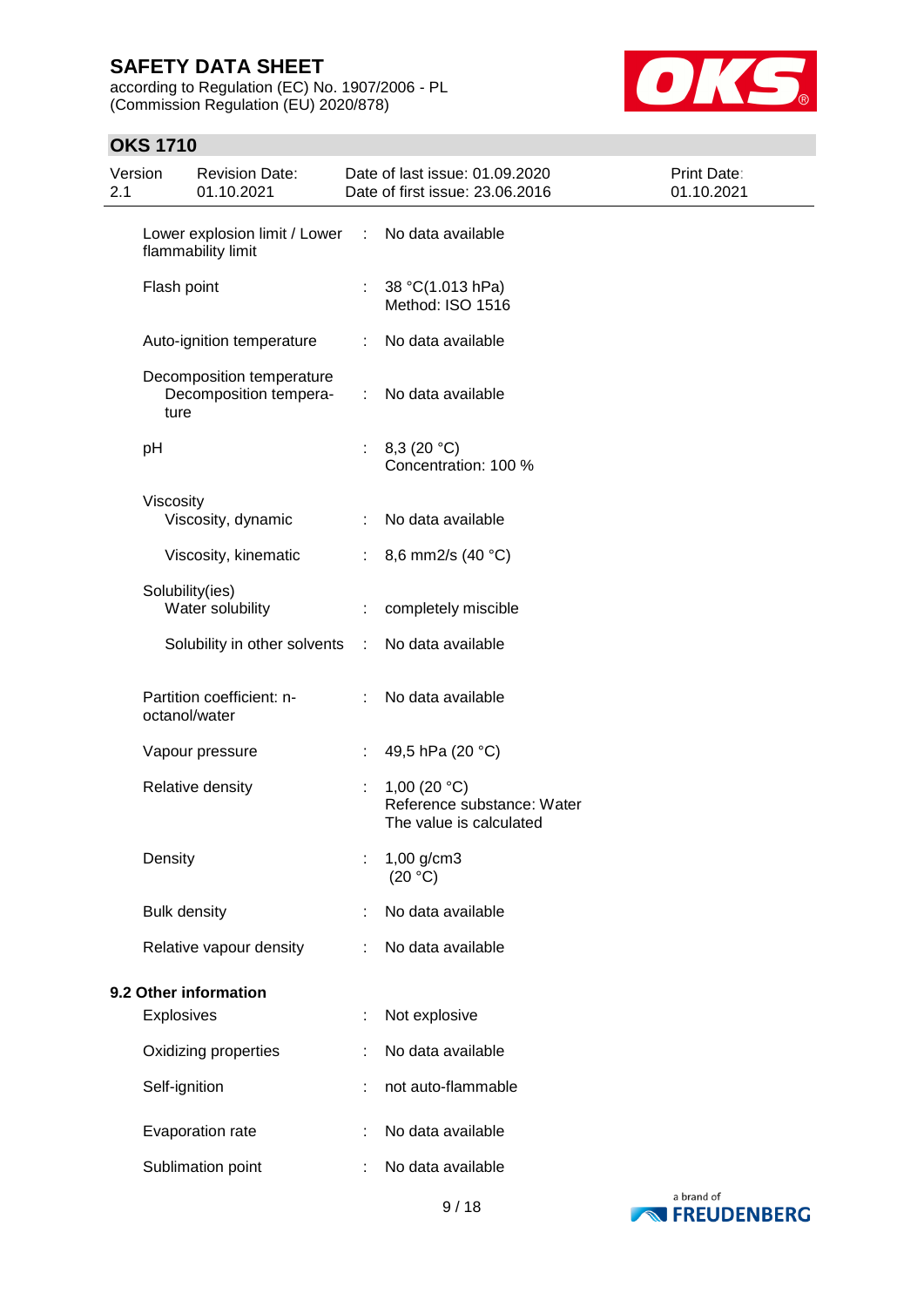| | | |
|---|---|---|
| Lower explosion limit / Lower flammability limit | : | No data available |
| Flash point | : | 38 °C(1.013 hPa)<br>Method: ISO 1516 |
| Auto-ignition temperature | : | No data available |
| Decomposition temperature<br>Decomposition temperature | : | No data available |
| pH | : | 8,3 (20 °C)<br>Concentration: 100 % |
| Viscosity<br>Viscosity, dynamic | : | No data available |
| Viscosity, kinematic | : | 8,6 mm2/s (40 °C) |
| Solubility(ies)<br>Water solubility | : | completely miscible |
| Solubility in other solvents | : | No data available |
| Partition coefficient: n-octanol/water | : | No data available |
| Vapour pressure | : | 49,5 hPa (20 °C) |
| Relative density | : | 1,00 (20 °C)<br>Reference substance: Water<br>The value is calculated |
| Density | : | 1,00 g/cm3<br>(20 °C) |
| Bulk density | : | No data available |
| Relative vapour density | : | No data available |

**9.2 Other information**

| | | |
|---|---|---|
| Explosives | : | Not explosive |
| Oxidizing properties | : | No data available |
| Self-ignition | : | not auto-flammable |
| Evaporation rate | : | No data available |
| Sublimation point | : | No data available |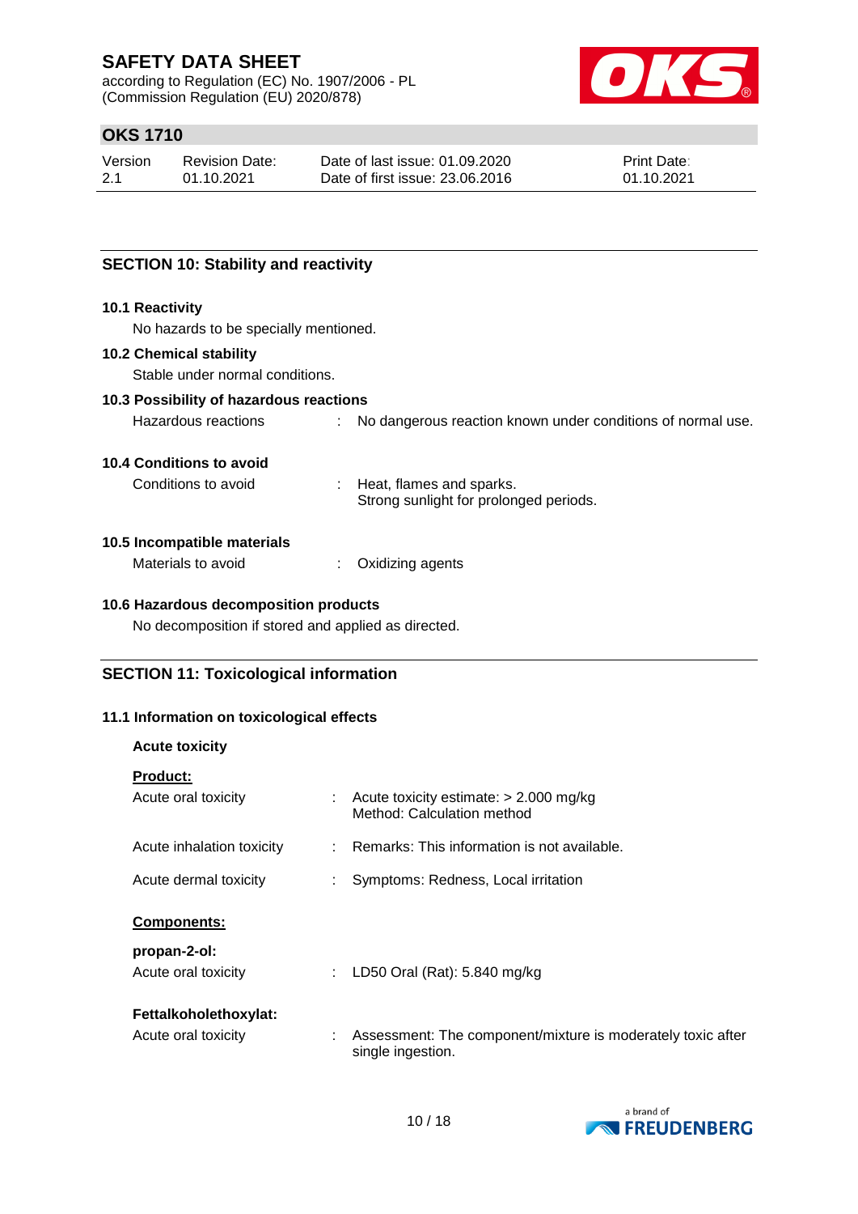## SECTION 10: Stability and reactivity

### 10.1 Reactivity

No hazards to be specially mentioned.

### 10.2 Chemical stability

Stable under normal conditions.

### 10.3 Possibility of hazardous reactions

Hazardous reactions : No dangerous reaction known under conditions of normal use.

### 10.4 Conditions to avoid

Conditions to avoid : Heat, flames and sparks.
Strong sunlight for prolonged periods.

### 10.5 Incompatible materials

Materials to avoid : Oxidizing agents

### 10.6 Hazardous decomposition products

No decomposition if stored and applied as directed.

## SECTION 11: Toxicological information

### 11.1 Information on toxicological effects

**Acute toxicity**

**Product:**

Acute oral toxicity : Acute toxicity estimate: > 2.000 mg/kg
Method: Calculation method

Acute inhalation toxicity : Remarks: This information is not available.

Acute dermal toxicity : Symptoms: Redness, Local irritation

**Components:**

**propan-2-ol:**

Acute oral toxicity : LD50 Oral (Rat): 5.840 mg/kg

**Fettalkoholethoxylat:**

Acute oral toxicity : Assessment: The component/mixture is moderately toxic after single ingestion.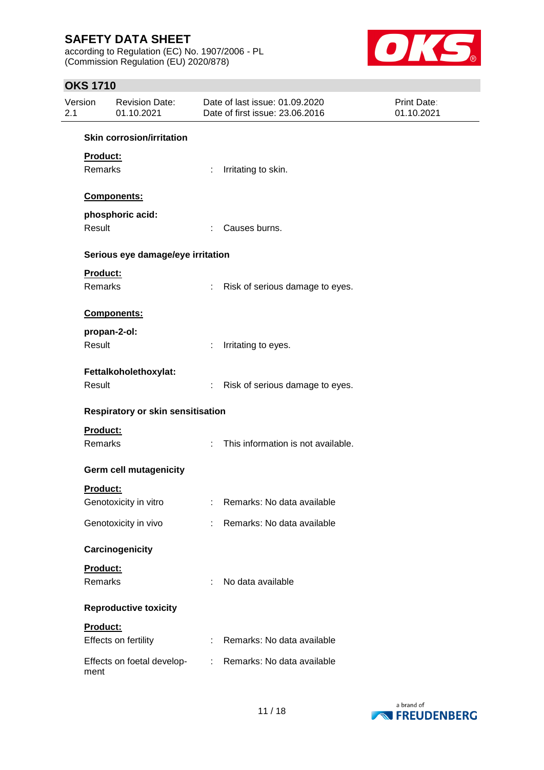### Skin corrosion/irritation

**Product:**

Remarks : Irritating to skin.

**Components:**

**phosphoric acid:**

Result : Causes burns.

### Serious eye damage/eye irritation

**Product:**

Remarks : Risk of serious damage to eyes.

**Components:**

**propan-2-ol:**

Result : Irritating to eyes.

**Fettalkoholethoxylat:**

Result : Risk of serious damage to eyes.

### Respiratory or skin sensitisation

**Product:**

Remarks : This information is not available.

### Germ cell mutagenicity

**Product:**

Genotoxicity in vitro : Remarks: No data available

Genotoxicity in vivo : Remarks: No data available

### Carcinogenicity

**Product:**

Remarks : No data available

### Reproductive toxicity

**Product:**

Effects on fertility : Remarks: No data available

Effects on foetal development : Remarks: No data available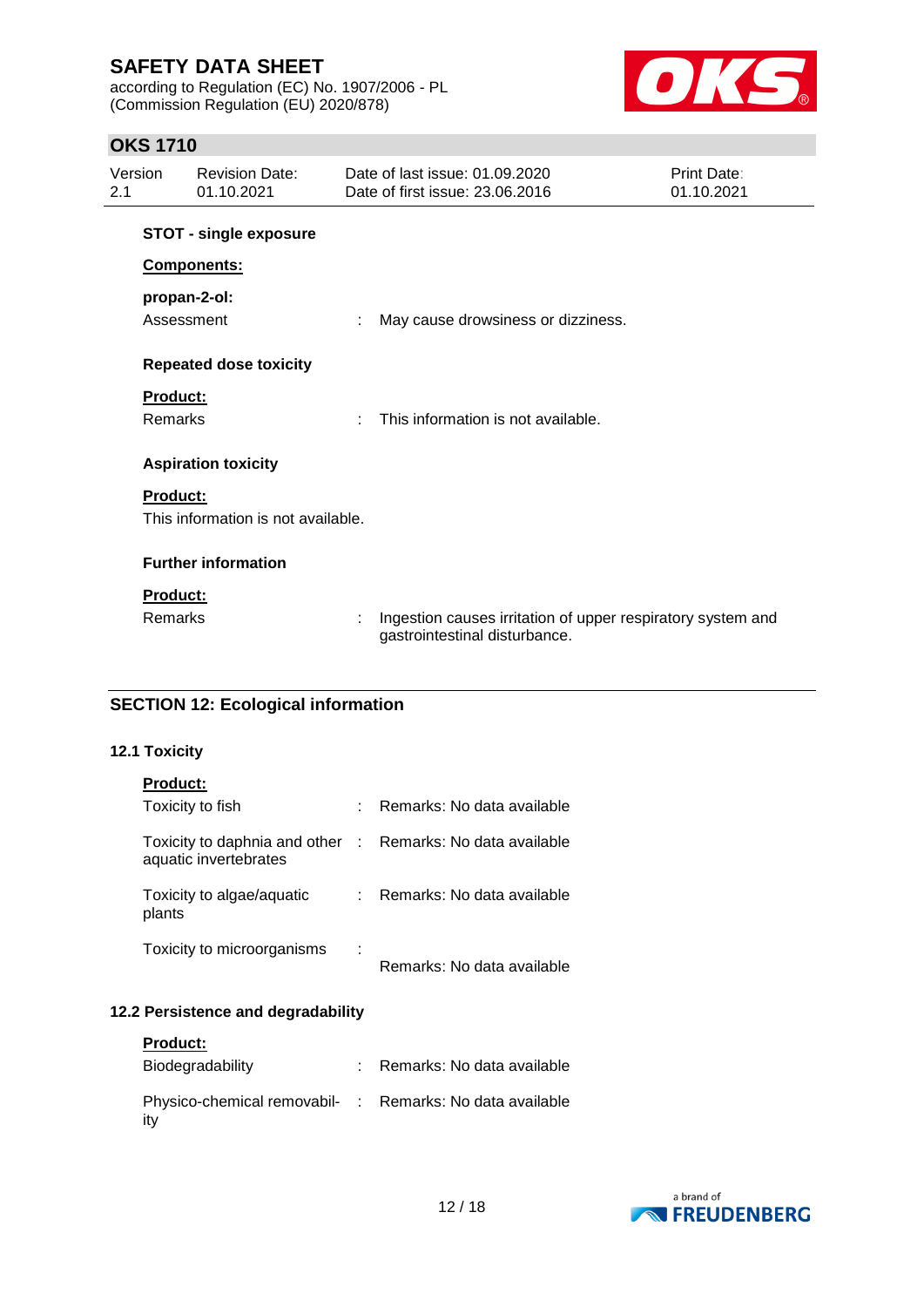**STOT - single exposure**

**Components:**

**propan-2-ol:**

Assessment : May cause drowsiness or dizziness.

**Repeated dose toxicity**

**Product:**

Remarks : This information is not available.

**Aspiration toxicity**

**Product:**

This information is not available.

**Further information**

**Product:**

Remarks : Ingestion causes irritation of upper respiratory system and gastrointestinal disturbance.

## SECTION 12: Ecological information

### 12.1 Toxicity

**Product:**

| | | |
|---|---|---|
| Toxicity to fish | : | Remarks: No data available |
| Toxicity to daphnia and other aquatic invertebrates | : | Remarks: No data available |
| Toxicity to algae/aquatic plants | : | Remarks: No data available |
| Toxicity to microorganisms | : | Remarks: No data available |

### 12.2 Persistence and degradability

**Product:**

| | | |
|---|---|---|
| Biodegradability | : | Remarks: No data available |
| Physico-chemical removability | : | Remarks: No data available |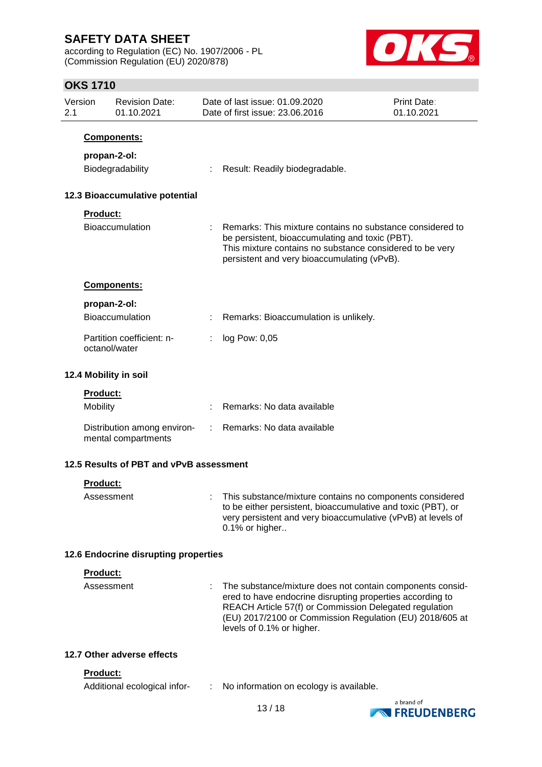**Components:**

**propan-2-ol:**

Biodegradability : Result: Readily biodegradable.

### 12.3 Bioaccumulative potential

**Product:**

Bioaccumulation : Remarks: This mixture contains no substance considered to be persistent, bioaccumulating and toxic (PBT).
This mixture contains no substance considered to be very persistent and very bioaccumulating (vPvB).

**Components:**

**propan-2-ol:**

Bioaccumulation : Remarks: Bioaccumulation is unlikely.

Partition coefficient: n-octanol/water : log Pow: 0,05

### 12.4 Mobility in soil

**Product:**

Mobility : Remarks: No data available

Distribution among environmental compartments : Remarks: No data available

### 12.5 Results of PBT and vPvB assessment

**Product:**

Assessment : This substance/mixture contains no components considered to be either persistent, bioaccumulative and toxic (PBT), or very persistent and very bioaccumulative (vPvB) at levels of 0.1% or higher..

### 12.6 Endocrine disrupting properties

**Product:**

Assessment : The substance/mixture does not contain components considered to have endocrine disrupting properties according to REACH Article 57(f) or Commission Delegated regulation (EU) 2017/2100 or Commission Regulation (EU) 2018/605 at levels of 0.1% or higher.

### 12.7 Other adverse effects

**Product:**

Additional ecological infor- : No information on ecology is available.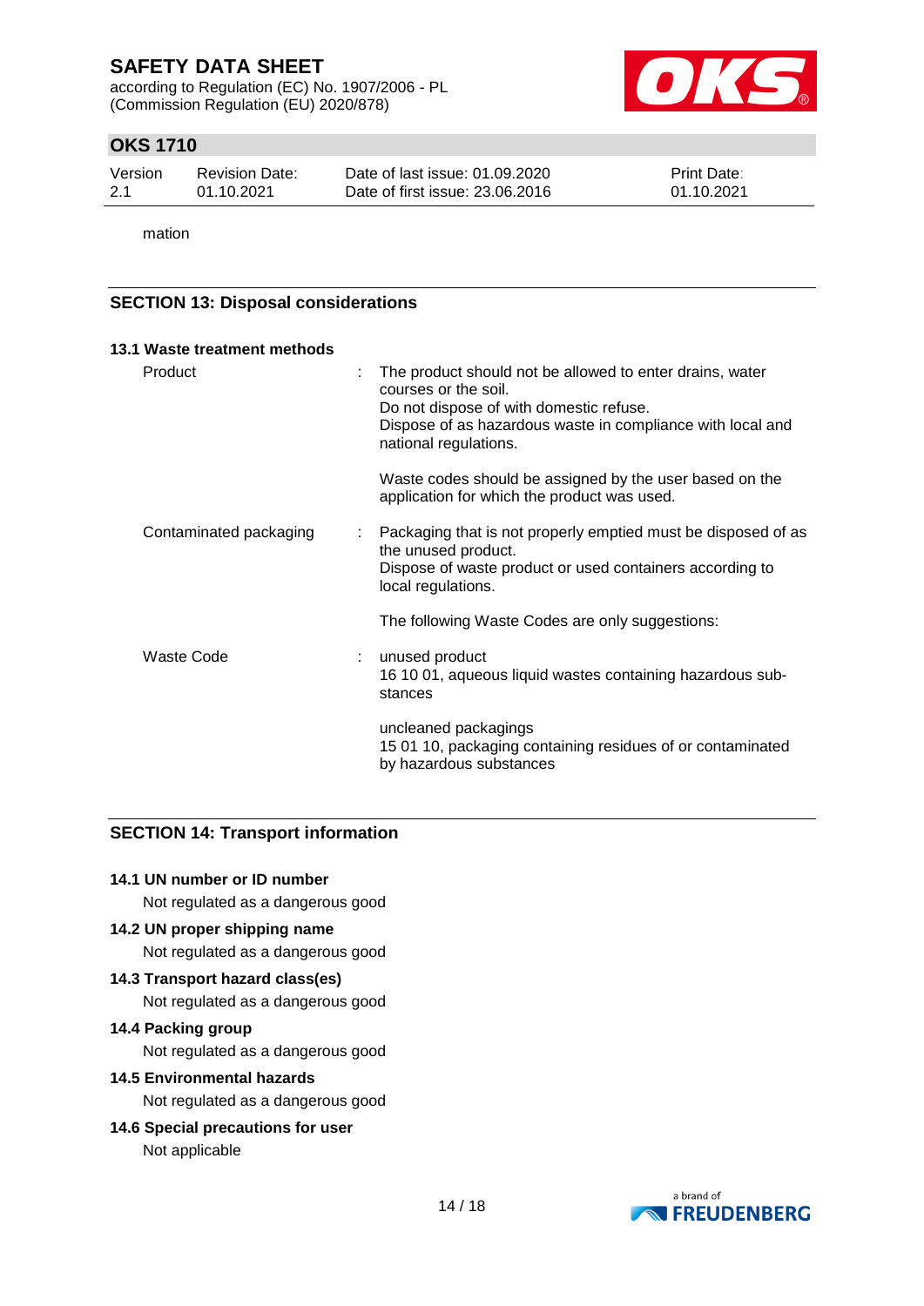mation

## SECTION 13: Disposal considerations

### 13.1 Waste treatment methods

| | |
|---|---|
| Product | : The product should not be allowed to enter drains, water courses or the soil. Do not dispose of with domestic refuse. Dispose of as hazardous waste in compliance with local and national regulations. |
| | Waste codes should be assigned by the user based on the application for which the product was used. |
| Contaminated packaging | : Packaging that is not properly emptied must be disposed of as the unused product. Dispose of waste product or used containers according to local regulations. |
| | The following Waste Codes are only suggestions: |
| Waste Code | : unused product<br>16 10 01, aqueous liquid wastes containing hazardous substances |
| | uncleaned packagings<br>15 01 10, packaging containing residues of or contaminated by hazardous substances |

## SECTION 14: Transport information

### 14.1 UN number or ID number

Not regulated as a dangerous good

### 14.2 UN proper shipping name

Not regulated as a dangerous good

### 14.3 Transport hazard class(es)

Not regulated as a dangerous good

### 14.4 Packing group

Not regulated as a dangerous good

### 14.5 Environmental hazards

Not regulated as a dangerous good

### 14.6 Special precautions for user

Not applicable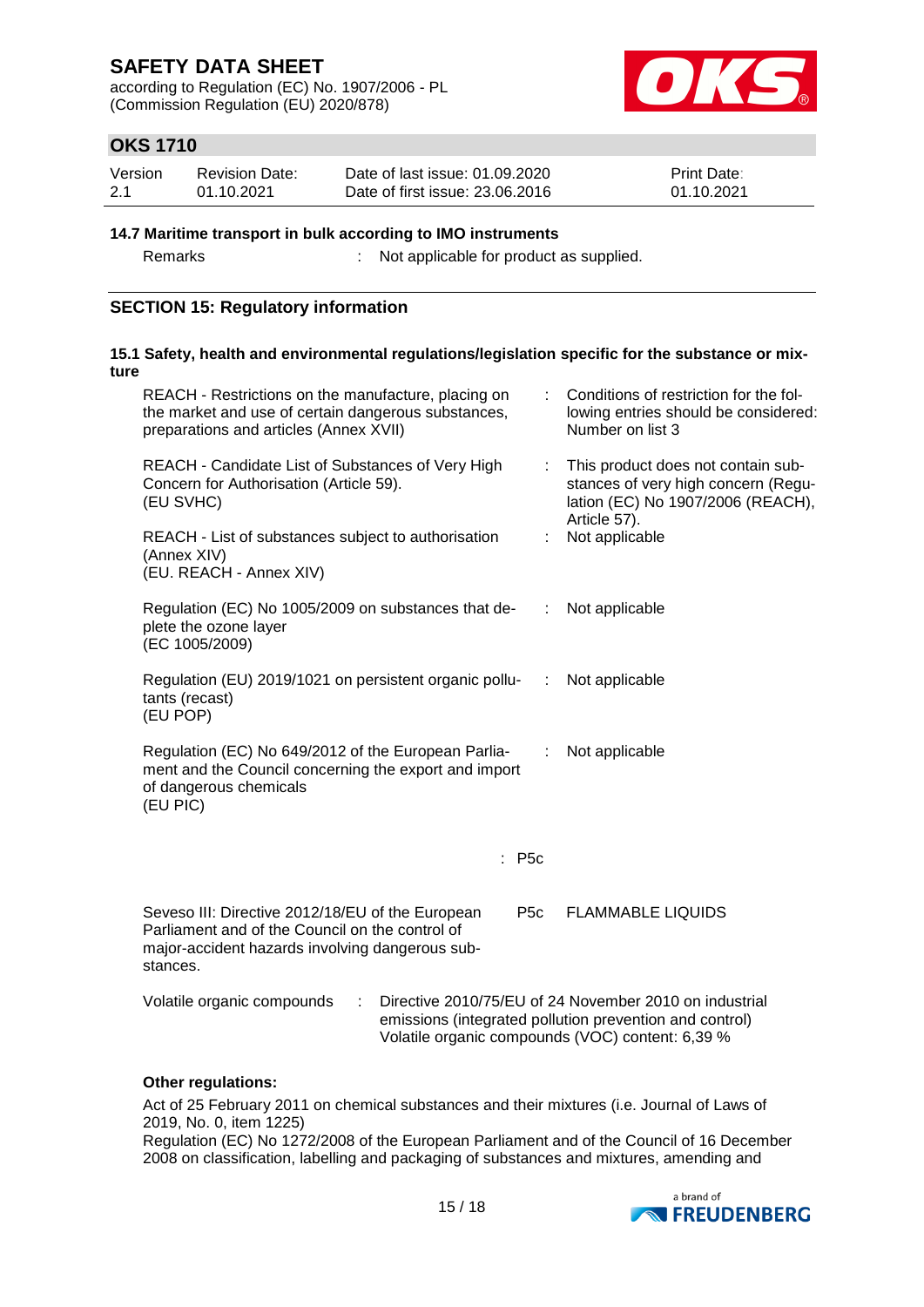**14.7 Maritime transport in bulk according to IMO instruments**

Remarks : Not applicable for product as supplied.

## SECTION 15: Regulatory information

**15.1 Safety, health and environmental regulations/legislation specific for the substance or mixture**

| | | |
|---|---|---|
| REACH - Restrictions on the manufacture, placing on the market and use of certain dangerous substances, preparations and articles (Annex XVII) | : | Conditions of restriction for the following entries should be considered: Number on list 3 |
| REACH - Candidate List of Substances of Very High Concern for Authorisation (Article 59). (EU SVHC) | : | This product does not contain substances of very high concern (Regulation (EC) No 1907/2006 (REACH), Article 57). |
| REACH - List of substances subject to authorisation (Annex XIV) (EU. REACH - Annex XIV) | : | Not applicable |
| Regulation (EC) No 1005/2009 on substances that deplete the ozone layer (EC 1005/2009) | : | Not applicable |
| Regulation (EU) 2019/1021 on persistent organic pollutants (recast) (EU POP) | : | Not applicable |
| Regulation (EC) No 649/2012 of the European Parliament and the Council concerning the export and import of dangerous chemicals (EU PIC) | : | Not applicable |

: P5c

| | | |
|---|---|---|
| Seveso III: Directive 2012/18/EU of the European Parliament and of the Council on the control of major-accident hazards involving dangerous substances. | P5c | FLAMMABLE LIQUIDS |

Volatile organic compounds : Directive 2010/75/EU of 24 November 2010 on industrial emissions (integrated pollution prevention and control)
Volatile organic compounds (VOC) content: 6,39 %

**Other regulations:**

Act of 25 February 2011 on chemical substances and their mixtures (i.e. Journal of Laws of 2019, No. 0, item 1225)
Regulation (EC) No 1272/2008 of the European Parliament and of the Council of 16 December 2008 on classification, labelling and packaging of substances and mixtures, amending and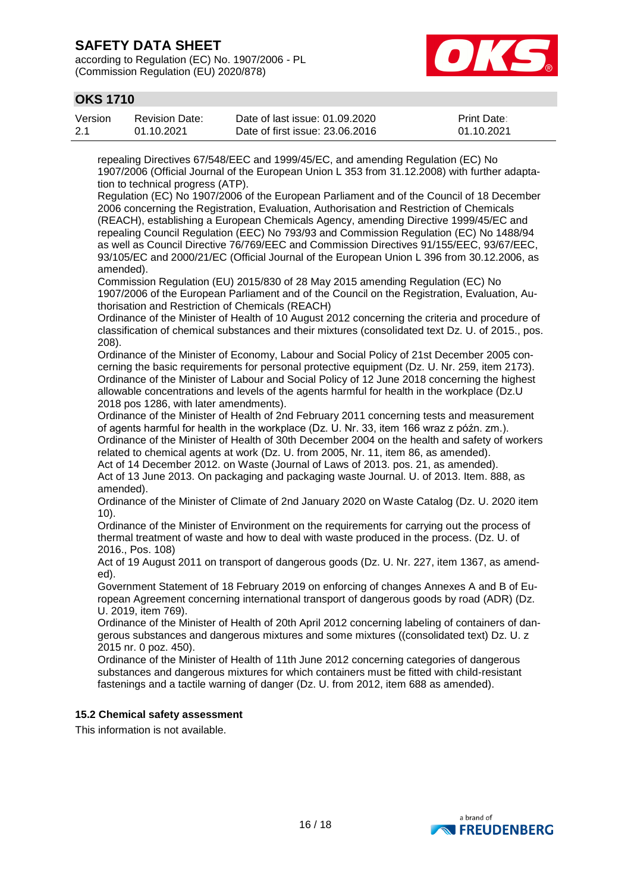repealing Directives 67/548/EEC and 1999/45/EC, and amending Regulation (EC) No 1907/2006 (Official Journal of the European Union L 353 from 31.12.2008) with further adaptation to technical progress (ATP).
Regulation (EC) No 1907/2006 of the European Parliament and of the Council of 18 December 2006 concerning the Registration, Evaluation, Authorisation and Restriction of Chemicals (REACH), establishing a European Chemicals Agency, amending Directive 1999/45/EC and repealing Council Regulation (EEC) No 793/93 and Commission Regulation (EC) No 1488/94 as well as Council Directive 76/769/EEC and Commission Directives 91/155/EEC, 93/67/EEC, 93/105/EC and 2000/21/EC (Official Journal of the European Union L 396 from 30.12.2006, as amended).
Commission Regulation (EU) 2015/830 of 28 May 2015 amending Regulation (EC) No 1907/2006 of the European Parliament and of the Council on the Registration, Evaluation, Authorisation and Restriction of Chemicals (REACH)
Ordinance of the Minister of Health of 10 August 2012 concerning the criteria and procedure of classification of chemical substances and their mixtures (consolidated text Dz. U. of 2015., pos. 208).
Ordinance of the Minister of Economy, Labour and Social Policy of 21st December 2005 concerning the basic requirements for personal protective equipment (Dz. U. Nr. 259, item 2173).
Ordinance of the Minister of Labour and Social Policy of 12 June 2018 concerning the highest allowable concentrations and levels of the agents harmful for health in the workplace (Dz.U 2018 pos 1286, with later amendments).
Ordinance of the Minister of Health of 2nd February 2011 concerning tests and measurement of agents harmful for health in the workplace (Dz. U. Nr. 33, item 166 wraz z późn. zm.).
Ordinance of the Minister of Health of 30th December 2004 on the health and safety of workers related to chemical agents at work (Dz. U. from 2005, Nr. 11, item 86, as amended).
Act of 14 December 2012. on Waste (Journal of Laws of 2013. pos. 21, as amended).
Act of 13 June 2013. On packaging and packaging waste Journal. U. of 2013. Item. 888, as amended).
Ordinance of the Minister of Climate of 2nd January 2020 on Waste Catalog (Dz. U. 2020 item 10).
Ordinance of the Minister of Environment on the requirements for carrying out the process of thermal treatment of waste and how to deal with waste produced in the process. (Dz. U. of 2016., Pos. 108)
Act of 19 August 2011 on transport of dangerous goods (Dz. U. Nr. 227, item 1367, as amended).
Government Statement of 18 February 2019 on enforcing of changes Annexes A and B of European Agreement concerning international transport of dangerous goods by road (ADR) (Dz. U. 2019, item 769).
Ordinance of the Minister of Health of 20th April 2012 concerning labeling of containers of dangerous substances and dangerous mixtures and some mixtures ((consolidated text) Dz. U. z 2015 nr. 0 poz. 450).
Ordinance of the Minister of Health of 11th June 2012 concerning categories of dangerous substances and dangerous mixtures for which containers must be fitted with child-resistant fastenings and a tactile warning of danger (Dz. U. from 2012, item 688 as amended).

### 15.2 Chemical safety assessment

This information is not available.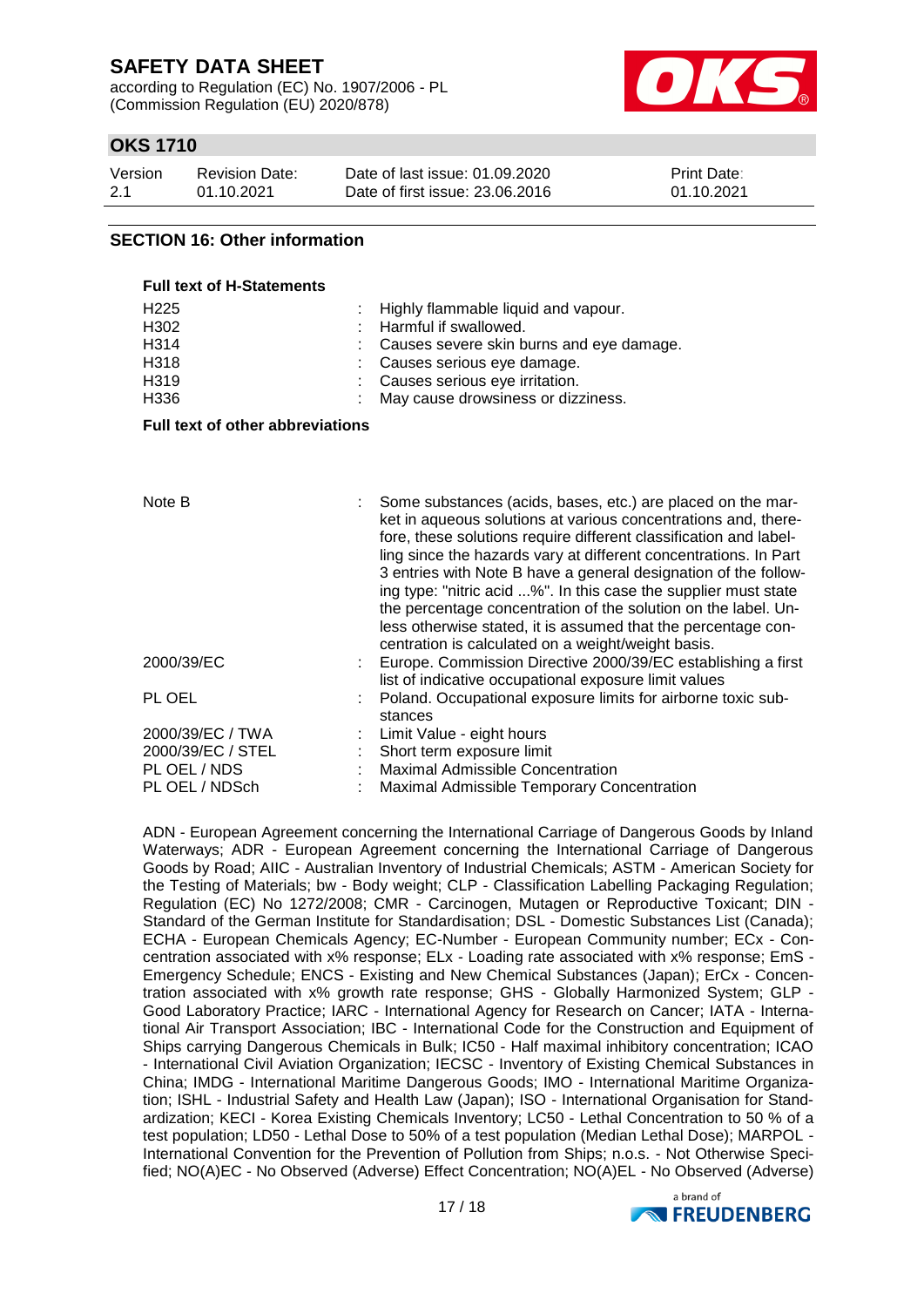## SECTION 16: Other information

**Full text of H-Statements**

| | |
|---|---|
| H225 | Highly flammable liquid and vapour. |
| H302 | Harmful if swallowed. |
| H314 | Causes severe skin burns and eye damage. |
| H318 | Causes serious eye damage. |
| H319 | Causes serious eye irritation. |
| H336 | May cause drowsiness or dizziness. |

**Full text of other abbreviations**

| | |
|---|---|
| Note B | Some substances (acids, bases, etc.) are placed on the market in aqueous solutions at various concentrations and, therefore, these solutions require different classification and labelling since the hazards vary at different concentrations. In Part 3 entries with Note B have a general designation of the following type: "nitric acid ...%". In this case the supplier must state the percentage concentration of the solution on the label. Unless otherwise stated, it is assumed that the percentage concentration is calculated on a weight/weight basis. |
| 2000/39/EC | Europe. Commission Directive 2000/39/EC establishing a first list of indicative occupational exposure limit values |
| PL OEL | Poland. Occupational exposure limits for airborne toxic substances |
| 2000/39/EC / TWA | Limit Value - eight hours |
| 2000/39/EC / STEL | Short term exposure limit |
| PL OEL / NDS | Maximal Admissible Concentration |
| PL OEL / NDSch | Maximal Admissible Temporary Concentration |

ADN - European Agreement concerning the International Carriage of Dangerous Goods by Inland Waterways; ADR - European Agreement concerning the International Carriage of Dangerous Goods by Road; AIIC - Australian Inventory of Industrial Chemicals; ASTM - American Society for the Testing of Materials; bw - Body weight; CLP - Classification Labelling Packaging Regulation; Regulation (EC) No 1272/2008; CMR - Carcinogen, Mutagen or Reproductive Toxicant; DIN - Standard of the German Institute for Standardisation; DSL - Domestic Substances List (Canada); ECHA - European Chemicals Agency; EC-Number - European Community number; ECx - Concentration associated with x% response; ELx - Loading rate associated with x% response; EmS - Emergency Schedule; ENCS - Existing and New Chemical Substances (Japan); ErCx - Concentration associated with x% growth rate response; GHS - Globally Harmonized System; GLP - Good Laboratory Practice; IARC - International Agency for Research on Cancer; IATA - International Air Transport Association; IBC - International Code for the Construction and Equipment of Ships carrying Dangerous Chemicals in Bulk; IC50 - Half maximal inhibitory concentration; ICAO - International Civil Aviation Organization; IECSC - Inventory of Existing Chemical Substances in China; IMDG - International Maritime Dangerous Goods; IMO - International Maritime Organization; ISHL - Industrial Safety and Health Law (Japan); ISO - International Organisation for Standardization; KECI - Korea Existing Chemicals Inventory; LC50 - Lethal Concentration to 50 % of a test population; LD50 - Lethal Dose to 50% of a test population (Median Lethal Dose); MARPOL - International Convention for the Prevention of Pollution from Ships; n.o.s. - Not Otherwise Specified; NO(A)EC - No Observed (Adverse) Effect Concentration; NO(A)EL - No Observed (Adverse)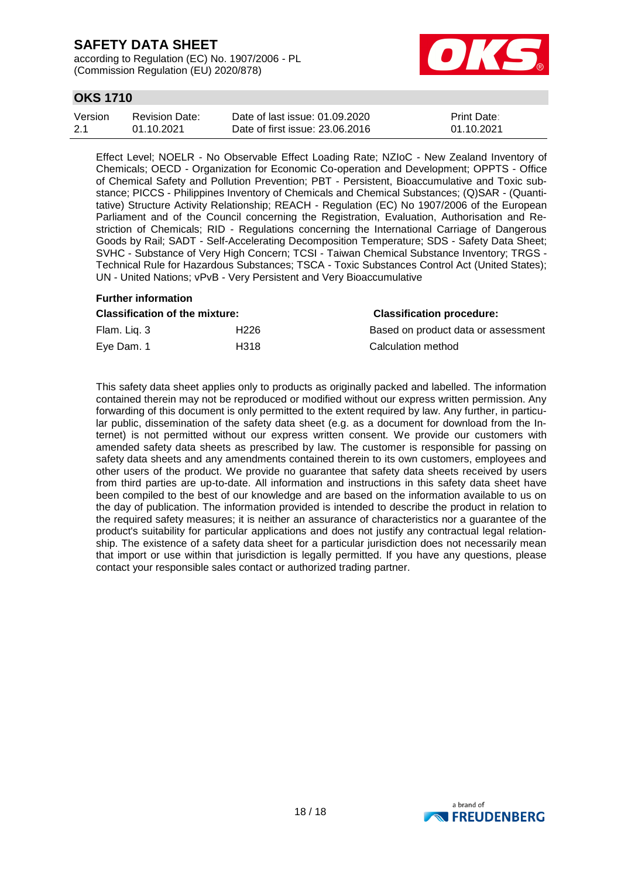Effect Level; NOELR - No Observable Effect Loading Rate; NZIoC - New Zealand Inventory of Chemicals; OECD - Organization for Economic Co-operation and Development; OPPTS - Office of Chemical Safety and Pollution Prevention; PBT - Persistent, Bioaccumulative and Toxic substance; PICCS - Philippines Inventory of Chemicals and Chemical Substances; (Q)SAR - (Quantitative) Structure Activity Relationship; REACH - Regulation (EC) No 1907/2006 of the European Parliament and of the Council concerning the Registration, Evaluation, Authorisation and Restriction of Chemicals; RID - Regulations concerning the International Carriage of Dangerous Goods by Rail; SADT - Self-Accelerating Decomposition Temperature; SDS - Safety Data Sheet; SVHC - Substance of Very High Concern; TCSI - Taiwan Chemical Substance Inventory; TRGS - Technical Rule for Hazardous Substances; TSCA - Toxic Substances Control Act (United States); UN - United Nations; vPvB - Very Persistent and Very Bioaccumulative

**Further information**

| **Classification of the mixture:** | | **Classification procedure:** |
|---|---|---|
| Flam. Liq. 3 | H226 | Based on product data or assessment |
| Eye Dam. 1 | H318 | Calculation method |

This safety data sheet applies only to products as originally packed and labelled. The information contained therein may not be reproduced or modified without our express written permission. Any forwarding of this document is only permitted to the extent required by law. Any further, in particular public, dissemination of the safety data sheet (e.g. as a document for download from the Internet) is not permitted without our express written consent. We provide our customers with amended safety data sheets as prescribed by law. The customer is responsible for passing on safety data sheets and any amendments contained therein to its own customers, employees and other users of the product. We provide no guarantee that safety data sheets received by users from third parties are up-to-date. All information and instructions in this safety data sheet have been compiled to the best of our knowledge and are based on the information available to us on the day of publication. The information provided is intended to describe the product in relation to the required safety measures; it is neither an assurance of characteristics nor a guarantee of the product's suitability for particular applications and does not justify any contractual legal relationship. The existence of a safety data sheet for a particular jurisdiction does not necessarily mean that import or use within that jurisdiction is legally permitted. If you have any questions, please contact your responsible sales contact or authorized trading partner.